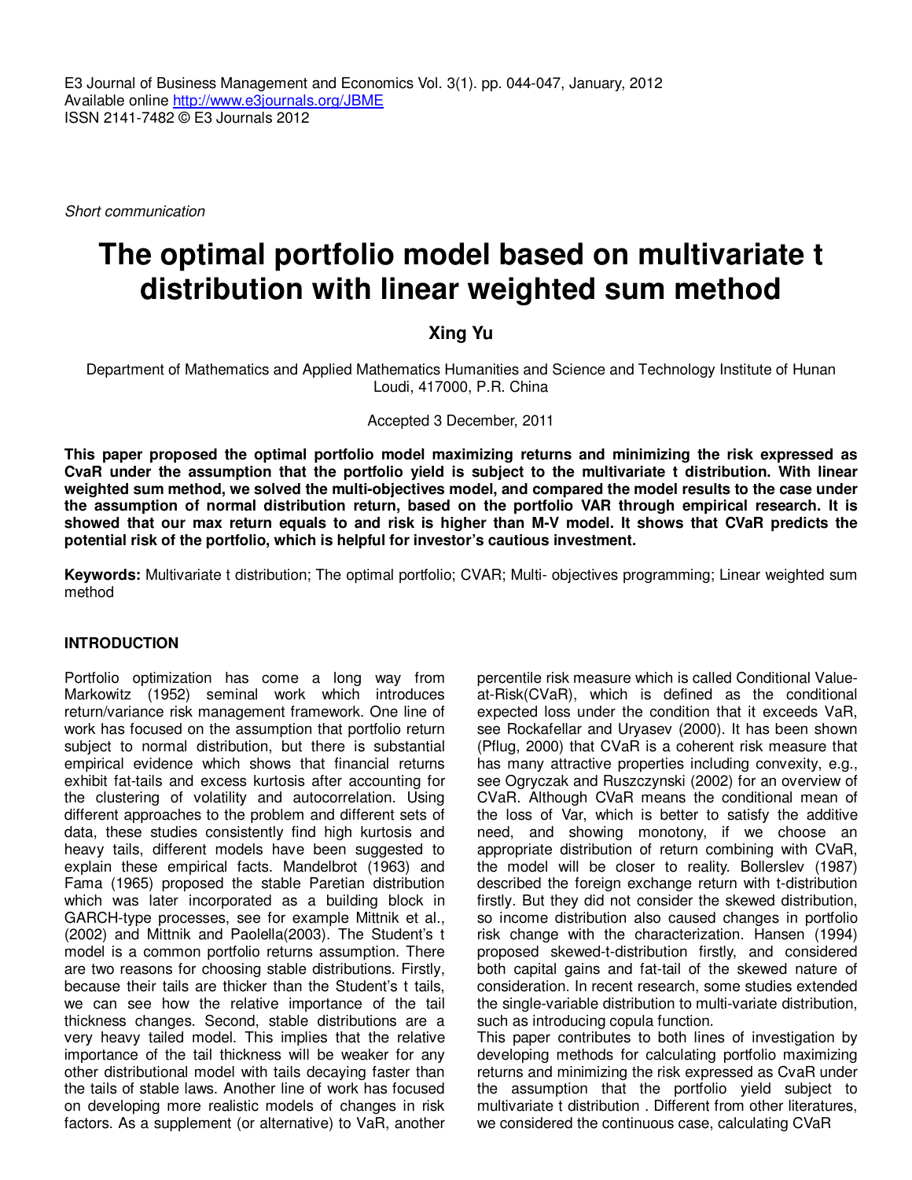Short communication

# The optimal portfolio model based on multivariate t distribution with linear weighted sum method

**Xing Yu**

Department of Mathematics and Applied Mathematics Humanities and Science and Technology Institute of Hunan Loudi, 417000, P.R. China

Accepted 3 December, 2011

**This paper proposed the optimal portfolio model maximizing returns and minimizing the risk expressed as CvaR under the assumption that the portfolio yield is subject to the multivariate t distribution. With linear weighted sum method, we solved the multi-objectives model, and compared the model results to the case under the assumption of normal distribution return, based on the portfolio VAR through empirical research. It is showed that our max return equals to and risk is higher than M-V model. It shows that CVaR predicts the potential risk of the portfolio, which is helpful for investor's cautious investment.**

**Keywords:** Multivariate t distribution; The optimal portfolio; CVAR; Multi- objectives programming; Linear weighted sum method

## INTRODUCTION

Portfolio optimization has come a long way from Markowitz (1952) seminal work which introduces return/variance risk management framework. One line of work has focused on the assumption that portfolio return subject to normal distribution, but there is substantial empirical evidence which shows that financial returns exhibit fat-tails and excess kurtosis after accounting for the clustering of volatility and autocorrelation. Using different approaches to the problem and different sets of data, these studies consistently find high kurtosis and heavy tails, different models have been suggested to explain these empirical facts. Mandelbrot (1963) and Fama (1965) proposed the stable Paretian distribution which was later incorporated as a building block in GARCH-type processes, see for example Mittnik et al., (2002) and Mittnik and Paolella(2003). The Student's t model is a common portfolio returns assumption. There are two reasons for choosing stable distributions. Firstly, because their tails are thicker than the Student's t tails, we can see how the relative importance of the tail thickness changes. Second, stable distributions are a very heavy tailed model. This implies that the relative importance of the tail thickness will be weaker for any other distributional model with tails decaying faster than the tails of stable laws. Another line of work has focused on developing more realistic models of changes in risk factors. As a supplement (or alternative) to VaR, another percentile risk measure which is called Conditional Value-at-Risk(CVaR), which is defined as the conditional expected loss under the condition that it exceeds VaR, see Rockafellar and Uryasev (2000). It has been shown (Pflug, 2000) that CVaR is a coherent risk measure that has many attractive properties including convexity, e.g., see Ogryczak and Ruszczynski (2002) for an overview of CVaR. Although CVaR means the conditional mean of the loss of Var, which is better to satisfy the additive need, and showing monotony, if we choose an appropriate distribution of return combining with CVaR, the model will be closer to reality. Bollerslev (1987) described the foreign exchange return with t-distribution firstly. But they did not consider the skewed distribution, so income distribution also caused changes in portfolio risk change with the characterization. Hansen (1994) proposed skewed-t-distribution firstly, and considered both capital gains and fat-tail of the skewed nature of consideration. In recent research, some studies extended the single-variable distribution to multi-variate distribution, such as introducing copula function.

This paper contributes to both lines of investigation by developing methods for calculating portfolio maximizing returns and minimizing the risk expressed as CvaR under the assumption that the portfolio yield subject to multivariate t distribution . Different from other literatures, we considered the continuous case, calculating CVaR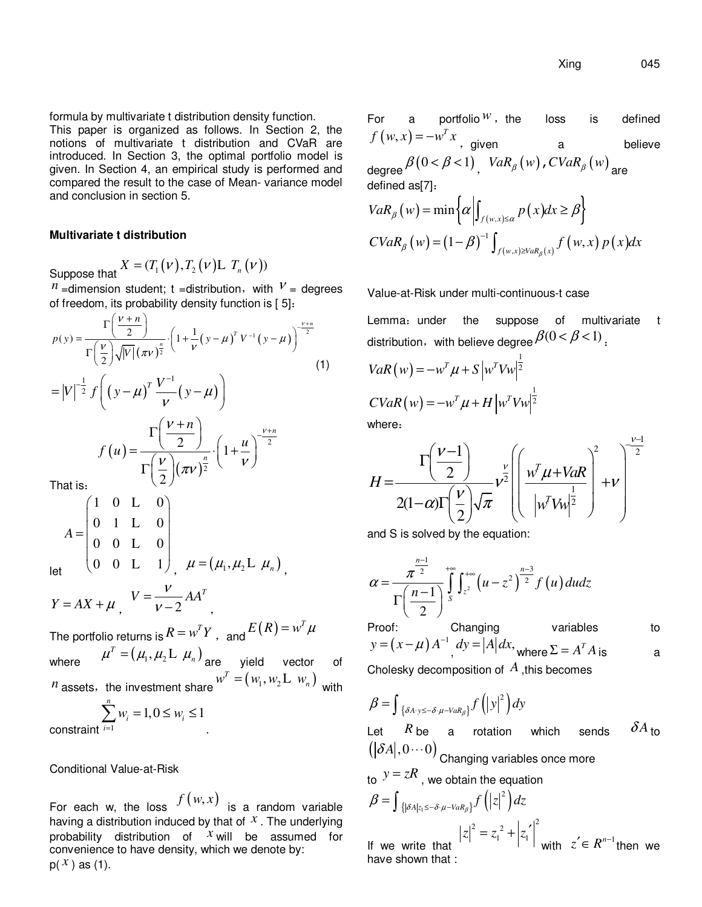formula by multivariate t distribution density function.

This paper is organized as follows. In Section 2, the notions of multivariate t distribution and CVaR are introduced. In Section 3, the optimal portfolio model is given. In Section 4, an empirical study is performed and compared the result to the case of Mean- variance model and conclusion in section 5.

**Multivariate t distribution**

Suppose that $X = (T_1(\nu), T_2(\nu) \cdots T_n(\nu))$

$n$ =dimension student; t =distribution，with $\nu$ = degrees of freedom, its probability density function is [ 5]：

$$p(y) = \frac{\Gamma\left(\frac{\nu+n}{2}\right)}{\Gamma\left(\frac{\nu}{2}\right)\sqrt{|V|}(\pi\nu)^{\frac{n}{2}}} \cdot \left(1 + \frac{1}{\nu}(y-\mu)^T V^{-1}(y-\mu)\right)^{-\frac{\nu+n}{2}} \tag{1}$$

$$= |V|^{-\frac{1}{2}} f\left((y-\mu)^T \frac{V^{-1}}{\nu}(y-\mu)\right)$$

$$f(u) = \frac{\Gamma\left(\frac{\nu+n}{2}\right)}{\Gamma\left(\frac{\nu}{2}\right)(\pi\nu)^{\frac{n}{2}}} \cdot \left(1 + \frac{u}{\nu}\right)^{-\frac{\nu+n}{2}}$$

That is：

$$A = \begin{pmatrix} 1 & 0 & \cdots & 0 \\ 0 & 1 & \cdots & 0 \\ 0 & 0 & \cdots & 0 \\ 0 & 0 & \cdots & 1 \end{pmatrix}$$

let $\mu = (\mu_1, \mu_2 \cdots \mu_n)$,

$Y = AX + \mu$, $V = \frac{\nu}{\nu-2} AA^T$,

The portfolio returns is $R = w^T Y$, and $E(R) = w^T \mu$

where $\mu^T = (\mu_1, \mu_2 \cdots \mu_n)$ are yield vector of $n$ assets，the investment share $w^T = (w_1, w_2 \cdots w_n)$ with constraint $\sum_{i=1}^{n} w_i = 1, 0 \le w_i \le 1$.

**Conditional Value-at-Risk**

For each w, the loss $f(w,x)$ is a random variable having a distribution induced by that of $x$. The underlying probability distribution of $x$ will be assumed for convenience to have density, which we denote by: p( $x$ ) as (1).

For a portfolio $w$，the loss is defined $f(w,x) = -w^T x$，given a believe degree $\beta(0<\beta<1)$，$VaR_\beta(w)$，$CVaR_\beta(w)$ are defined as[7]：

$$VaR_\beta(w) = \min\left\{\alpha \left| \int_{f(w,x)\le\alpha} p(x)dx \ge \beta \right.\right\}$$

$$CVaR_\beta(w) = (1-\beta)^{-1} \int_{f(w,x)\ge VaR_\beta(x)} f(w,x)\, p(x)dx$$

Value-at-Risk under multi-continuous-t case

Lemma：under the suppose of multivariate t distribution，with believe degree $\beta(0<\beta<1)$：

$$VaR(w) = -w^T\mu + S\left|w^T V w\right|^{\frac{1}{2}}$$

$$CVaR(w) = -w^T\mu + H\left|w^T V w\right|^{\frac{1}{2}}$$

where：

$$H = \frac{\Gamma\left(\frac{\nu-1}{2}\right)}{2(1-\alpha)\Gamma\left(\frac{\nu}{2}\right)\sqrt{\pi}} \nu^{\frac{\nu}{2}} \left(\left(\frac{w^T\mu + VaR}{\left|w^T V w\right|^{\frac{1}{2}}}\right)^2 + \nu\right)^{-\frac{\nu-1}{2}}$$

and S is solved by the equation:

$$\alpha = \frac{\pi^{\frac{n-1}{2}}}{\Gamma\left(\frac{n-1}{2}\right)} \int_S^{+\infty} \int_{z^2}^{+\infty} \left(u - z^2\right)^{\frac{n-3}{2}} f(u)\, du dz$$

Proof: Changing variables to $y = (x-\mu)A^{-1}$, $dy = |A|dx$, where $\Sigma = A^T A$ is a Cholesky decomposition of $A$,this becomes

$$\beta = \int_{\{\delta A \cdot y \le -\delta \cdot \mu - VaR_\beta\}} f\left(|y|^2\right) dy$$

Let $R$ be a rotation which sends $\delta A$ to $(|\delta A|, 0 \cdots 0)$ Changing variables once more to $y = zR$, we obtain the equation

$$\beta = \int_{\{|\delta A| z_1 \le -\delta \cdot \mu - VaR_\beta\}} f\left(|z|^2\right) dz$$

If we write that $|z|^2 = z_1^{\,2} + |z_1'|^2$ with $z' \in R^{n-1}$ then we have shown that :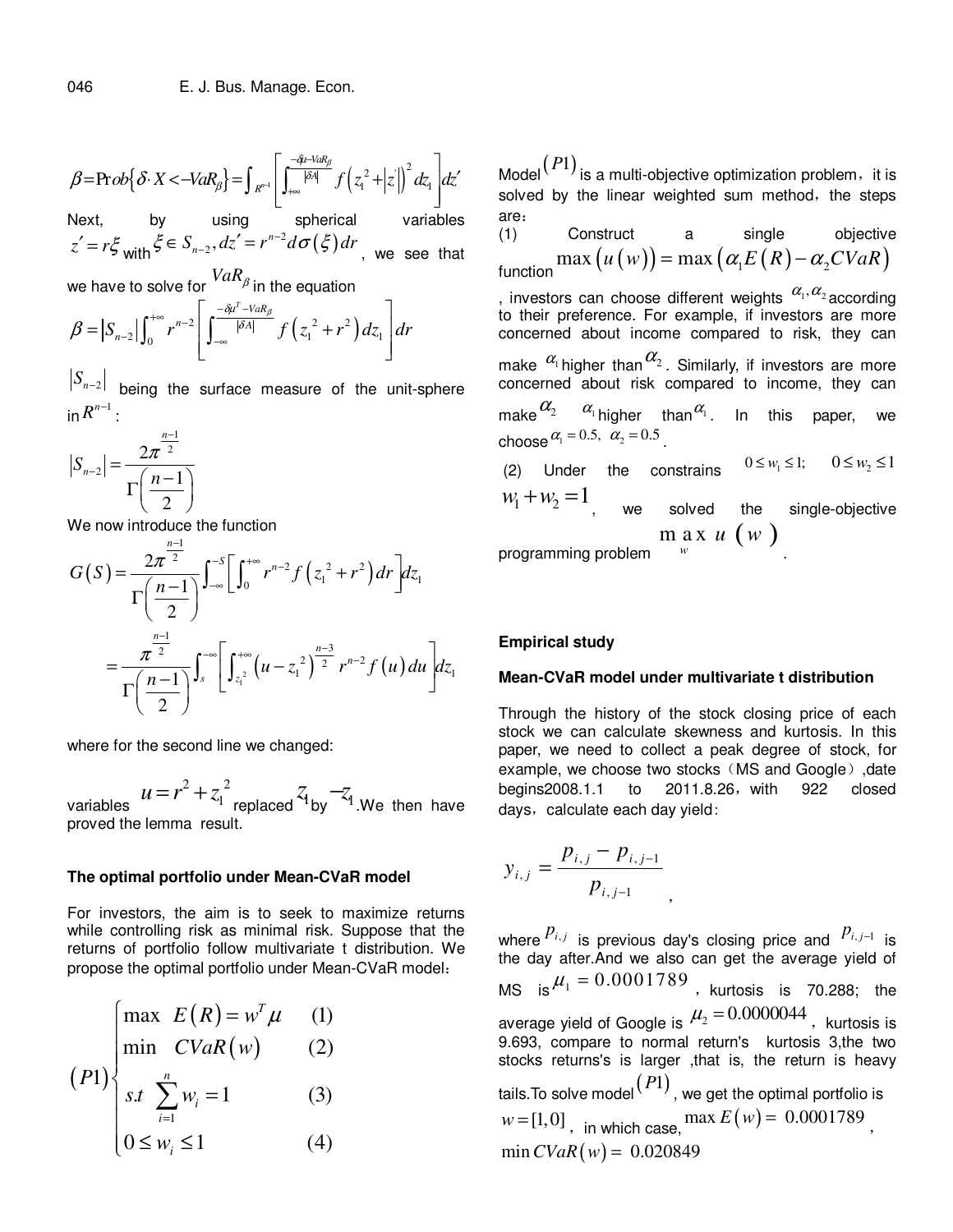$$\beta = \Pr ob\{\delta \cdot X < -VaR_\beta\} = \int_{R^{n-1}} \left[ \int_{+\infty}^{\frac{-\delta u - VaR_\beta}{|\delta A|}} f\left(z_1^2 + |z'|\right)^2 dz_1 \right] dz'$$

Next, by using spherical variables $z' = r\xi$ with $\xi \in S_{n-2}, dz' = r^{n-2} d\sigma(\xi) dr$, we see that we have to solve for $VaR_\beta$ in the equation

$$\beta = |S_{n-2}| \int_0^{+\infty} r^{n-2} \left[ \int_{-\infty}^{\frac{-\delta\mu^T - VaR_\beta}{|\delta A|}} f\left(z_1^2 + r^2\right) dz_1 \right] dr$$

$|S_{n-2}|$ being the surface measure of the unit-sphere in $R^{n-1}$:

$$|S_{n-2}| = \frac{2\pi^{\frac{n-1}{2}}}{\Gamma\left(\frac{n-1}{2}\right)}$$

We now introduce the function

$$G(S) = \frac{2\pi^{\frac{n-1}{2}}}{\Gamma\left(\frac{n-1}{2}\right)} \int_{-\infty}^{-S} \left[ \int_0^{+\infty} r^{n-2} f\left(z_1^2 + r^2\right) dr \right] dz_1$$

$$= \frac{\pi^{\frac{n-1}{2}}}{\Gamma\left(\frac{n-1}{2}\right)} \int_s^{-\infty} \left[ \int_{z_1^2}^{+\infty} \left(u - z_1^2\right)^{\frac{n-3}{2}} r^{n-2} f(u) du \right] dz_1$$

where for the second line we changed:

variables $u = r^2 + z_1^2$ replaced $z_1$ by $-z_1$. We then have proved the lemma result.

### The optimal portfolio under Mean-CVaR model

For investors, the aim is to seek to maximize returns while controlling risk as minimal risk. Suppose that the returns of portfolio follow multivariate t distribution. We propose the optimal portfolio under Mean-CVaR model:

$$(P1)\begin{cases} \max \ \ E(R) = w^T \mu & (1) \\ \min \ \ CVaR(w) & (2) \\ s.t \ \ \sum_{i=1}^{n} w_i = 1 & (3) \\ 0 \le w_i \le 1 & (4) \end{cases}$$

Model $(P1)$ is a multi-objective optimization problem, it is solved by the linear weighted sum method, the steps are:

(1) Construct a single objective function $\max\left(u(w)\right) = \max\left(\alpha_1 E(R) - \alpha_2 CVaR\right)$, investors can choose different weights $\alpha_1, \alpha_2$ according to their preference. For example, if investors are more concerned about income compared to risk, they can make $\alpha_1$ higher than $\alpha_2$. Similarly, if investors are more concerned about risk compared to income, they can make $\alpha_2$ $\alpha_1$ higher than $\alpha_1$. In this paper, we choose $\alpha_1 = 0.5, \ \alpha_2 = 0.5$.

(2) Under the constrains $0 \le w_1 \le 1; \quad 0 \le w_2 \le 1$ $w_1 + w_2 = 1$, we solved the single-objective programming problem $\max_w u(w)$.

## Empirical study

### Mean-CVaR model under multivariate t distribution

Through the history of the stock closing price of each stock we can calculate skewness and kurtosis. In this paper, we need to collect a peak degree of stock, for example, we choose two stocks（MS and Google）,date begins2008.1.1 to 2011.8.26, with 922 closed days, calculate each day yield:

$$y_{i,j} = \frac{p_{i,j} - p_{i,j-1}}{p_{i,j-1}},$$

where $p_{i,j}$ is previous day's closing price and $p_{i,j-1}$ is the day after.And we also can get the average yield of MS is $\mu_1 = 0.0001789$, kurtosis is 70.288; the average yield of Google is $\mu_2 = 0.0000044$, kurtosis is 9.693, compare to normal return's kurtosis 3,the two stocks returns's is larger ,that is, the return is heavy tails.To solve model $(P1)$, we get the optimal portfolio is $w = [1, 0]$, in which case, $\max E(w) = 0.0001789$, $\min CVaR(w) = 0.020849$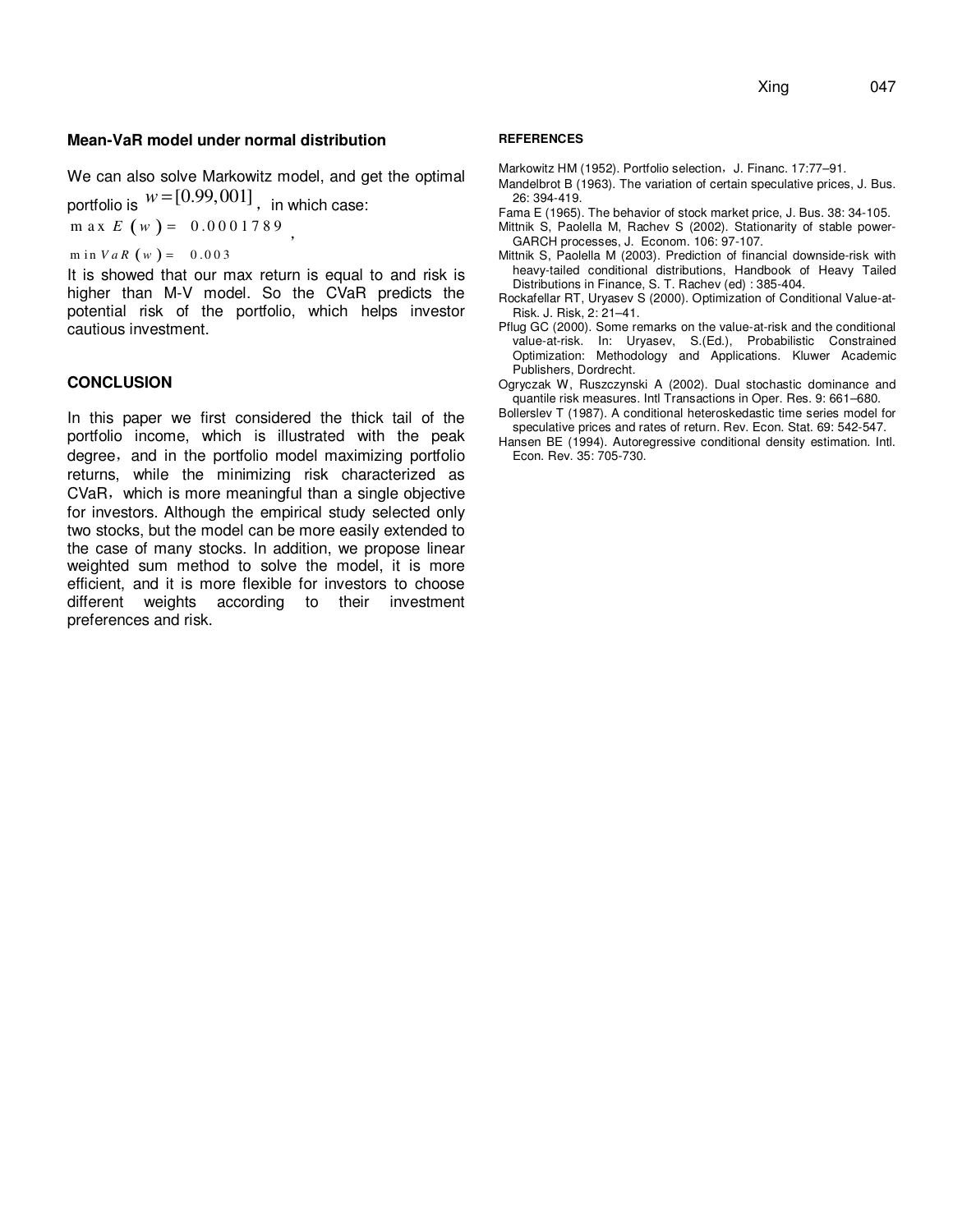### Mean-VaR model under normal distribution

We can also solve Markowitz model, and get the optimal portfolio is $w = [0.99, 001]$, in which case:

$\max E(w) = 0.0001789$,

$\min VaR(w) = 0.003$

It is showed that our max return is equal to and risk is higher than M-V model. So the CVaR predicts the potential risk of the portfolio, which helps investor cautious investment.

## CONCLUSION

In this paper we first considered the thick tail of the portfolio income, which is illustrated with the peak degree，and in the portfolio model maximizing portfolio returns, while the minimizing risk characterized as CVaR，which is more meaningful than a single objective for investors. Although the empirical study selected only two stocks, but the model can be more easily extended to the case of many stocks. In addition, we propose linear weighted sum method to solve the model, it is more efficient, and it is more flexible for investors to choose different weights according to their investment preferences and risk.

## REFERENCES

Markowitz HM (1952). Portfolio selection，J. Financ. 17:77–91.

Mandelbrot B (1963). The variation of certain speculative prices, J. Bus. 26: 394-419.

Fama E (1965). The behavior of stock market price, J. Bus. 38: 34-105.

Mittnik S, Paolella M, Rachev S (2002). Stationarity of stable power-GARCH processes, J. Econom. 106: 97-107.

Mittnik S, Paolella M (2003). Prediction of financial downside-risk with heavy-tailed conditional distributions, Handbook of Heavy Tailed Distributions in Finance, S. T. Rachev (ed) : 385-404.

Rockafellar RT, Uryasev S (2000). Optimization of Conditional Value-at-Risk. J. Risk, 2: 21–41.

Pflug GC (2000). Some remarks on the value-at-risk and the conditional value-at-risk. In: Uryasev, S.(Ed.), Probabilistic Constrained Optimization: Methodology and Applications. Kluwer Academic Publishers, Dordrecht.

Ogryczak W, Ruszczynski A (2002). Dual stochastic dominance and quantile risk measures. Intl Transactions in Oper. Res. 9: 661–680.

Bollerslev T (1987). A conditional heteroskedastic time series model for speculative prices and rates of return. Rev. Econ. Stat. 69: 542-547.

Hansen BE (1994). Autoregressive conditional density estimation. Intl. Econ. Rev. 35: 705-730.